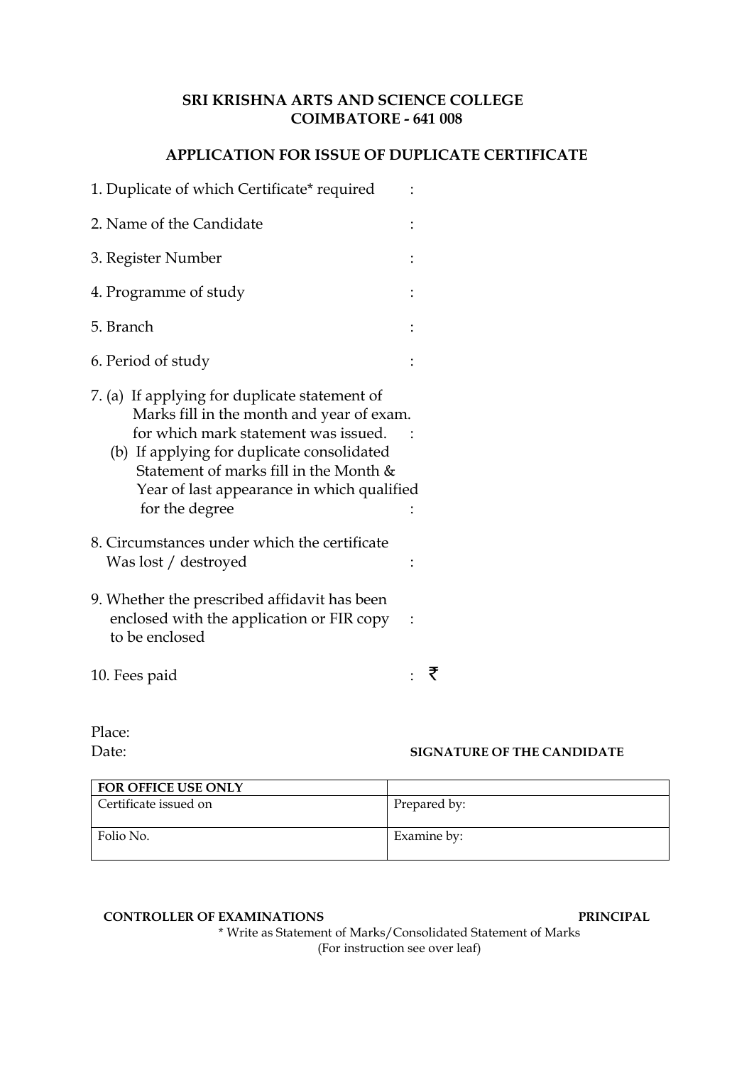**SRI KRISHNA ARTS AND SCIENCE COLLEGE**
**COIMBATORE - 641 008**

## APPLICATION FOR ISSUE OF DUPLICATE CERTIFICATE

1. Duplicate of which Certificate* required :

2. Name of the Candidate :

3. Register Number :

4. Programme of study :

5. Branch :

6. Period of study :

7. (a) If applying for duplicate statement of Marks fill in the month and year of exam. for which mark statement was issued. :
   (b) If applying for duplicate consolidated Statement of marks fill in the Month & Year of last appearance in which qualified for the degree :

8. Circumstances under which the certificate Was lost / destroyed :

9. Whether the prescribed affidavit has been enclosed with the application or FIR copy to be enclosed :

10. Fees paid : ₹

Place:
Date: **SIGNATURE OF THE CANDIDATE**

| FOR OFFICE USE ONLY | |
|---|---|
| Certificate issued on | Prepared by: |
| Folio No. | Examine by: |

**CONTROLLER OF EXAMINATIONS** **PRINCIPAL**

* Write as Statement of Marks/Consolidated Statement of Marks
(For instruction see over leaf)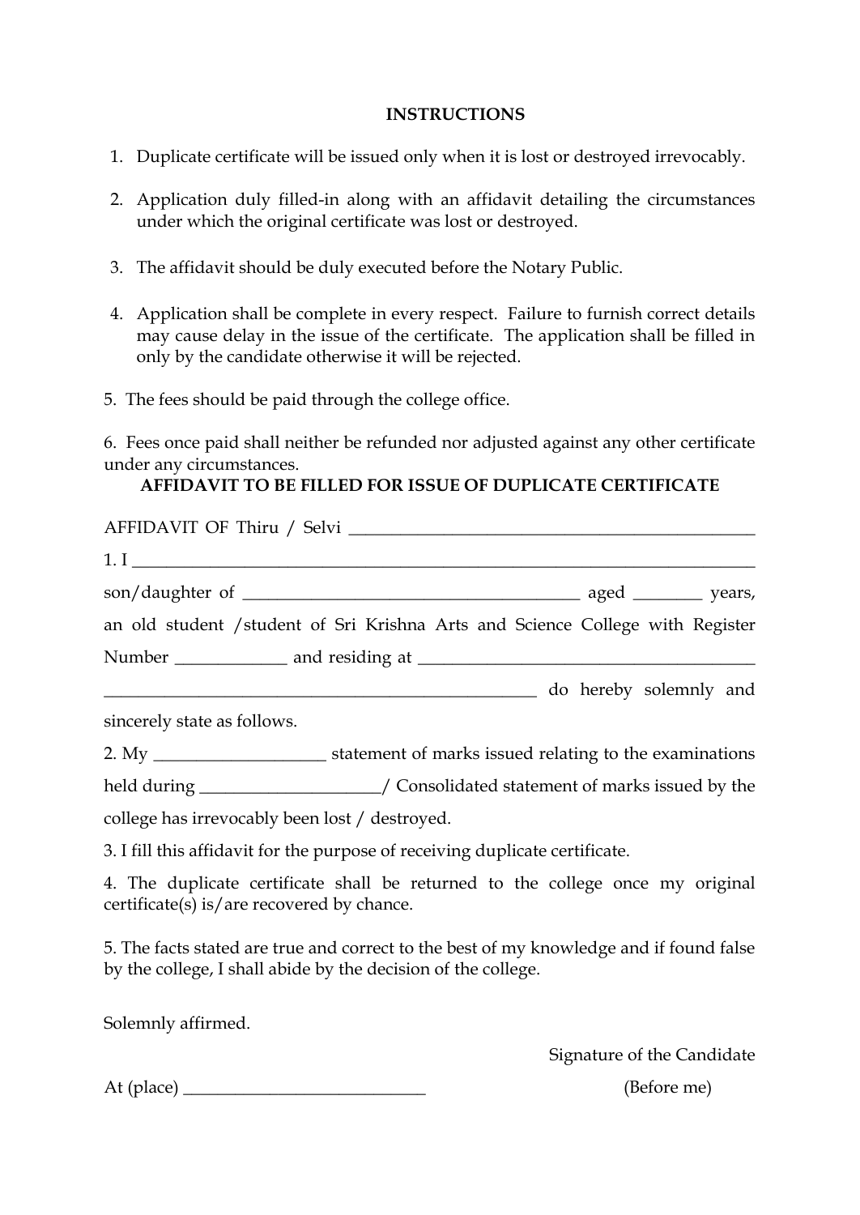## INSTRUCTIONS

1. Duplicate certificate will be issued only when it is lost or destroyed irrevocably.

2. Application duly filled-in along with an affidavit detailing the circumstances under which the original certificate was lost or destroyed.

3. The affidavit should be duly executed before the Notary Public.

4. Application shall be complete in every respect. Failure to furnish correct details may cause delay in the issue of the certificate. The application shall be filled in only by the candidate otherwise it will be rejected.

5. The fees should be paid through the college office.

6. Fees once paid shall neither be refunded nor adjusted against any other certificate under any circumstances.

## AFFIDAVIT TO BE FILLED FOR ISSUE OF DUPLICATE CERTIFICATE

AFFIDAVIT OF Thiru / Selvi ________________________________________________

1. I ___________________________________________________________________________

son/daughter of _______________________________________ aged ________ years, an old student /student of Sri Krishna Arts and Science College with Register Number _____________ and residing at ______________________________________ __________________________________________________ do hereby solemnly and sincerely state as follows.

2. My ____________________ statement of marks issued relating to the examinations held during _____________________/ Consolidated statement of marks issued by the college has irrevocably been lost / destroyed.

3. I fill this affidavit for the purpose of receiving duplicate certificate.

4. The duplicate certificate shall be returned to the college once my original certificate(s) is/are recovered by chance.

5. The facts stated are true and correct to the best of my knowledge and if found false by the college, I shall abide by the decision of the college.

Solemnly affirmed.

Signature of the Candidate

At (place) ____________________________ (Before me)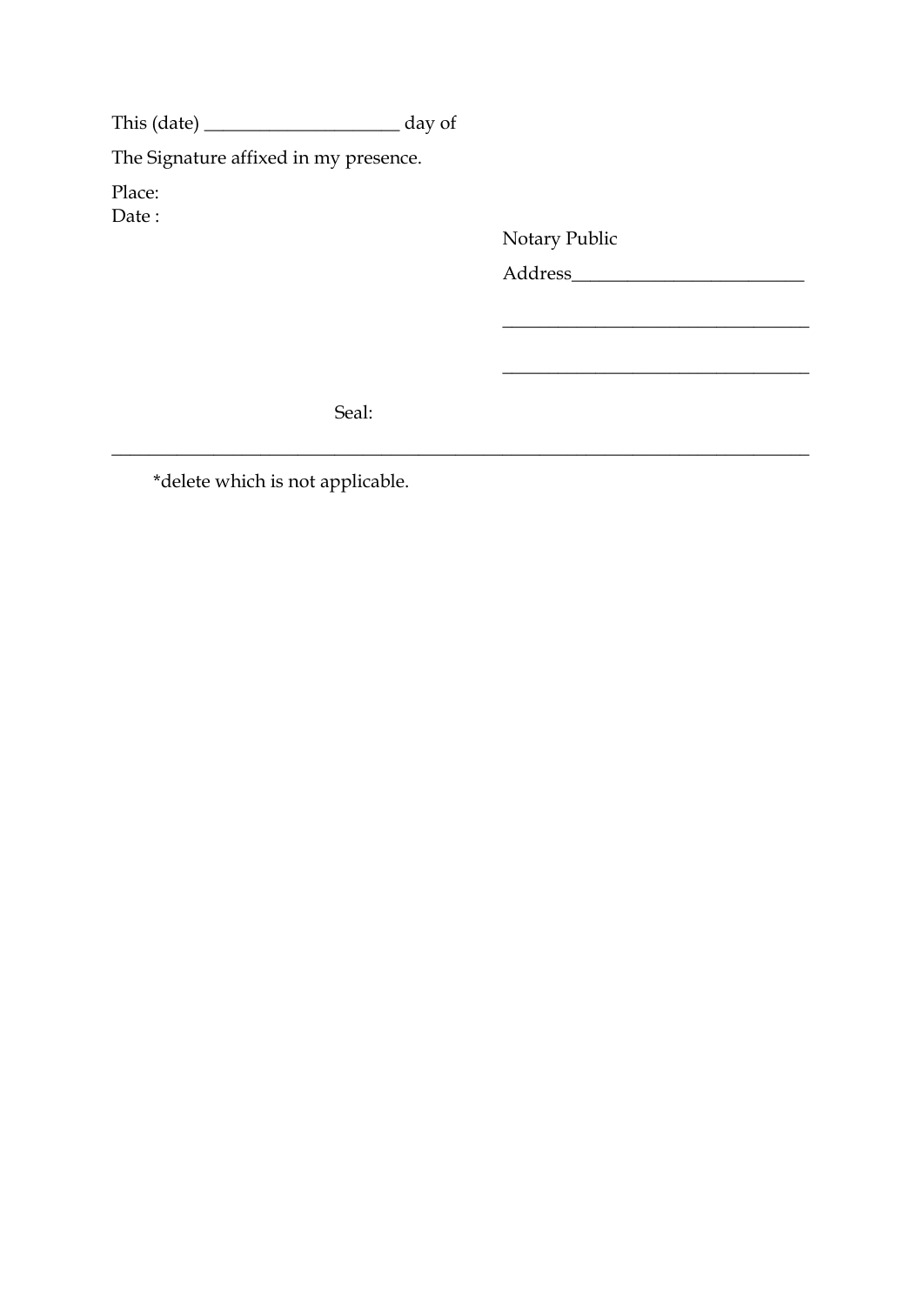This (date) ____________________ day of

The Signature affixed in my presence.

Place:
Date :

Notary Public

Address________________________

________________________________

________________________________

Seal:

---

*delete which is not applicable.